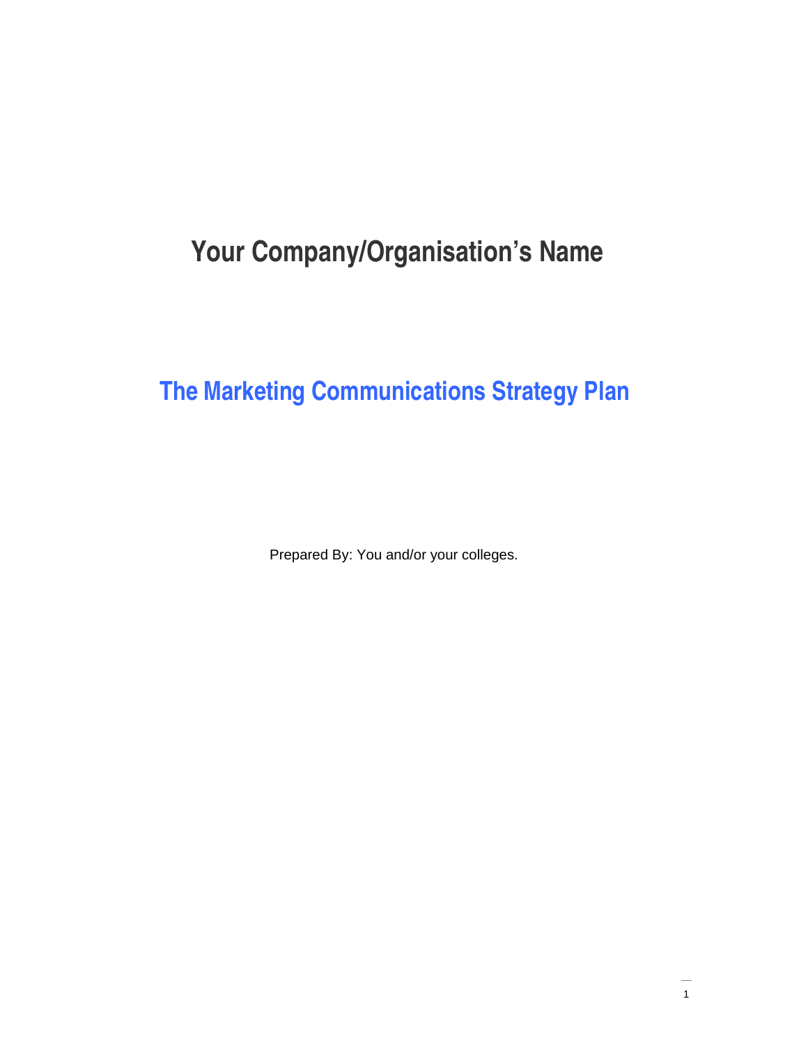# Your Company/Organisation's Name

## The Marketing Communications Strategy Plan

Prepared By: You and/or your colleges.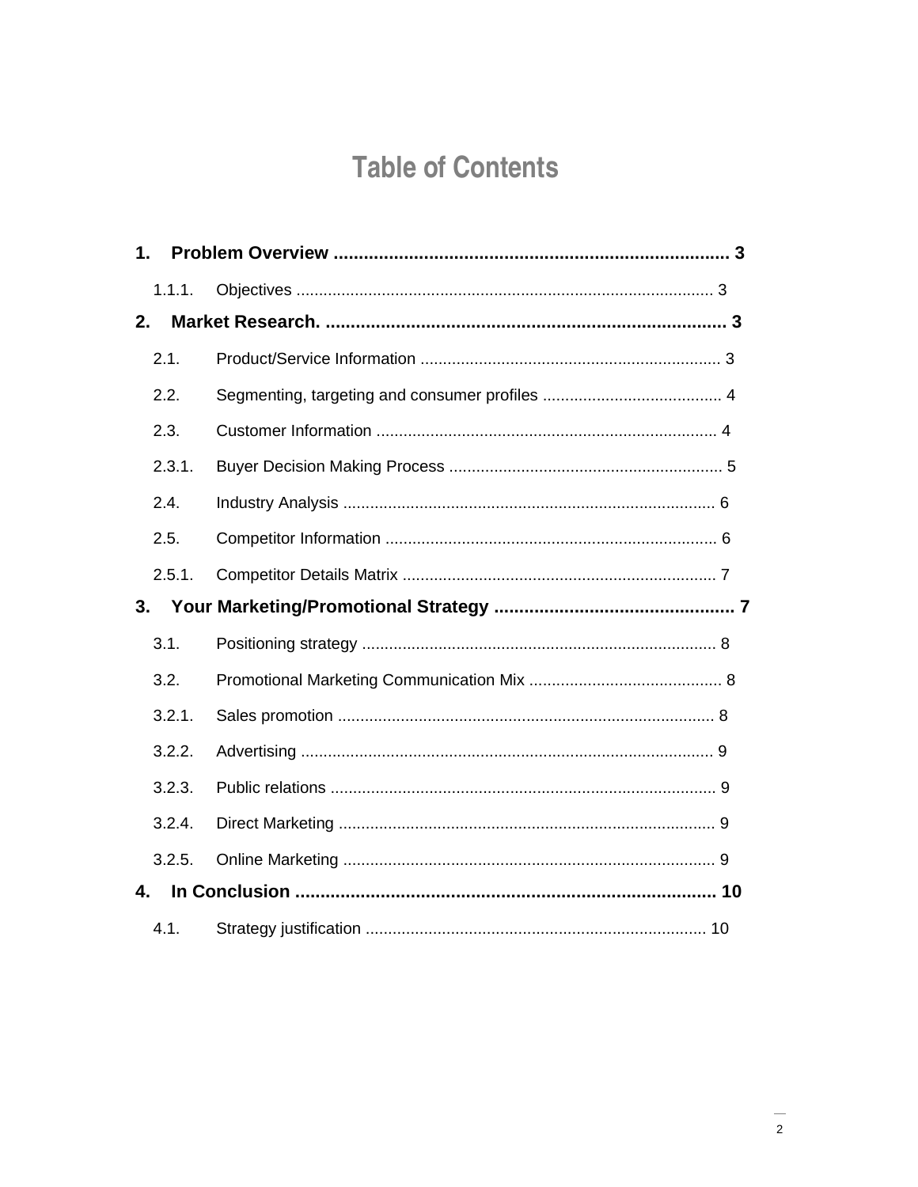# Table of Contents

**1. Problem Overview .............................................................................. 3**

1.1.1. Objectives ............................................................................................ 3

**2. Market Research. ............................................................................... 3**

2.1. Product/Service Information .................................................................. 3

2.2. Segmenting, targeting and consumer profiles ....................................... 4

2.3. Customer Information ........................................................................... 4

2.3.1. Buyer Decision Making Process ............................................................ 5

2.4. Industry Analysis .................................................................................. 6

2.5. Competitor Information ......................................................................... 6

2.5.1. Competitor Details Matrix ..................................................................... 7

**3. Your Marketing/Promotional Strategy ................................................ 7**

3.1. Positioning strategy .............................................................................. 8

3.2. Promotional Marketing Communication Mix .......................................... 8

3.2.1. Sales promotion ................................................................................... 8

3.2.2. Advertising ........................................................................................... 9

3.2.3. Public relations ..................................................................................... 9

3.2.4. Direct Marketing ................................................................................... 9

3.2.5. Online Marketing .................................................................................. 9

**4. In Conclusion .................................................................................... 10**

4.1. Strategy justification ........................................................................... 10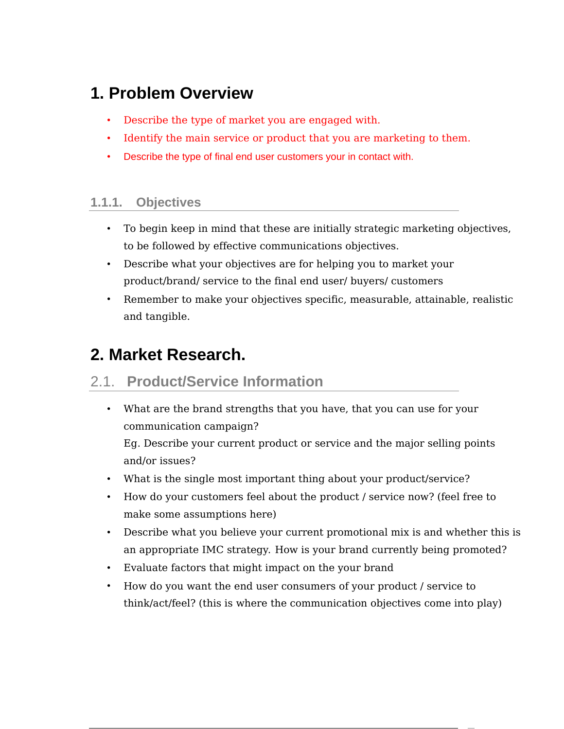# 1. Problem Overview

- Describe the type of market you are engaged with.
- Identify the main service or product that you are marketing to them.
- Describe the type of final end user customers your in contact with.

### 1.1.1. Objectives

- To begin keep in mind that these are initially strategic marketing objectives, to be followed by effective communications objectives.
- Describe what your objectives are for helping you to market your product/brand/ service to the final end user/ buyers/ customers
- Remember to make your objectives specific, measurable, attainable, realistic and tangible.

# 2. Market Research.

## 2.1. Product/Service Information

- What are the brand strengths that you have, that you can use for your communication campaign?
  Eg. Describe your current product or service and the major selling points and/or issues?
- What is the single most important thing about your product/service?
- How do your customers feel about the product / service now? (feel free to make some assumptions here)
- Describe what you believe your current promotional mix is and whether this is an appropriate IMC strategy. How is your brand currently being promoted?
- Evaluate factors that might impact on the your brand
- How do you want the end user consumers of your product / service to think/act/feel? (this is where the communication objectives come into play)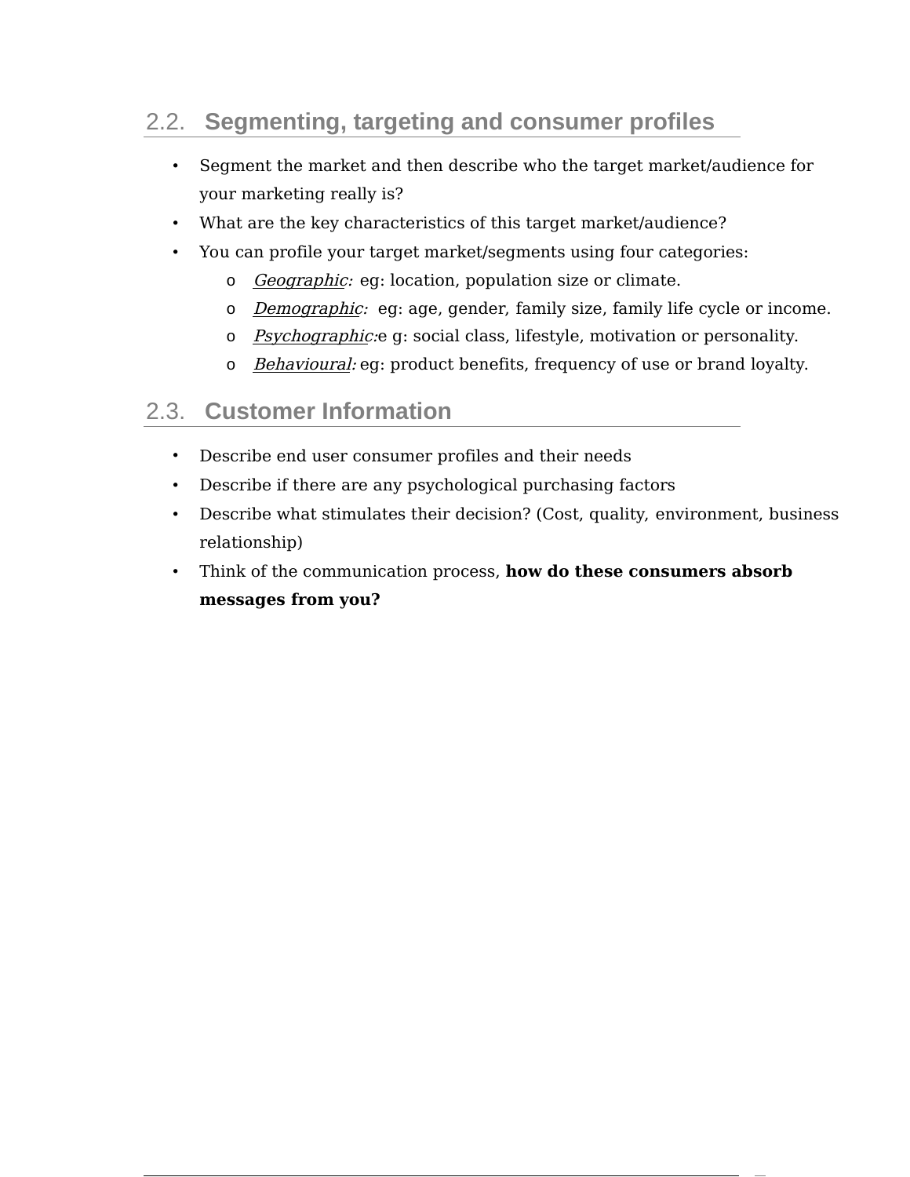## 2.2. Segmenting, targeting and consumer profiles

- Segment the market and then describe who the target market/audience for your marketing really is?
- What are the key characteristics of this target market/audience?
- You can profile your target market/segments using four categories:
  - *Geographic:* eg: location, population size or climate.
  - *Demographic:* eg: age, gender, family size, family life cycle or income.
  - *Psychographic:* e g: social class, lifestyle, motivation or personality.
  - *Behavioural:* eg: product benefits, frequency of use or brand loyalty.

## 2.3. Customer Information

- Describe end user consumer profiles and their needs
- Describe if there are any psychological purchasing factors
- Describe what stimulates their decision? (Cost, quality, environment, business relationship)
- Think of the communication process, **how do these consumers absorb messages from you?**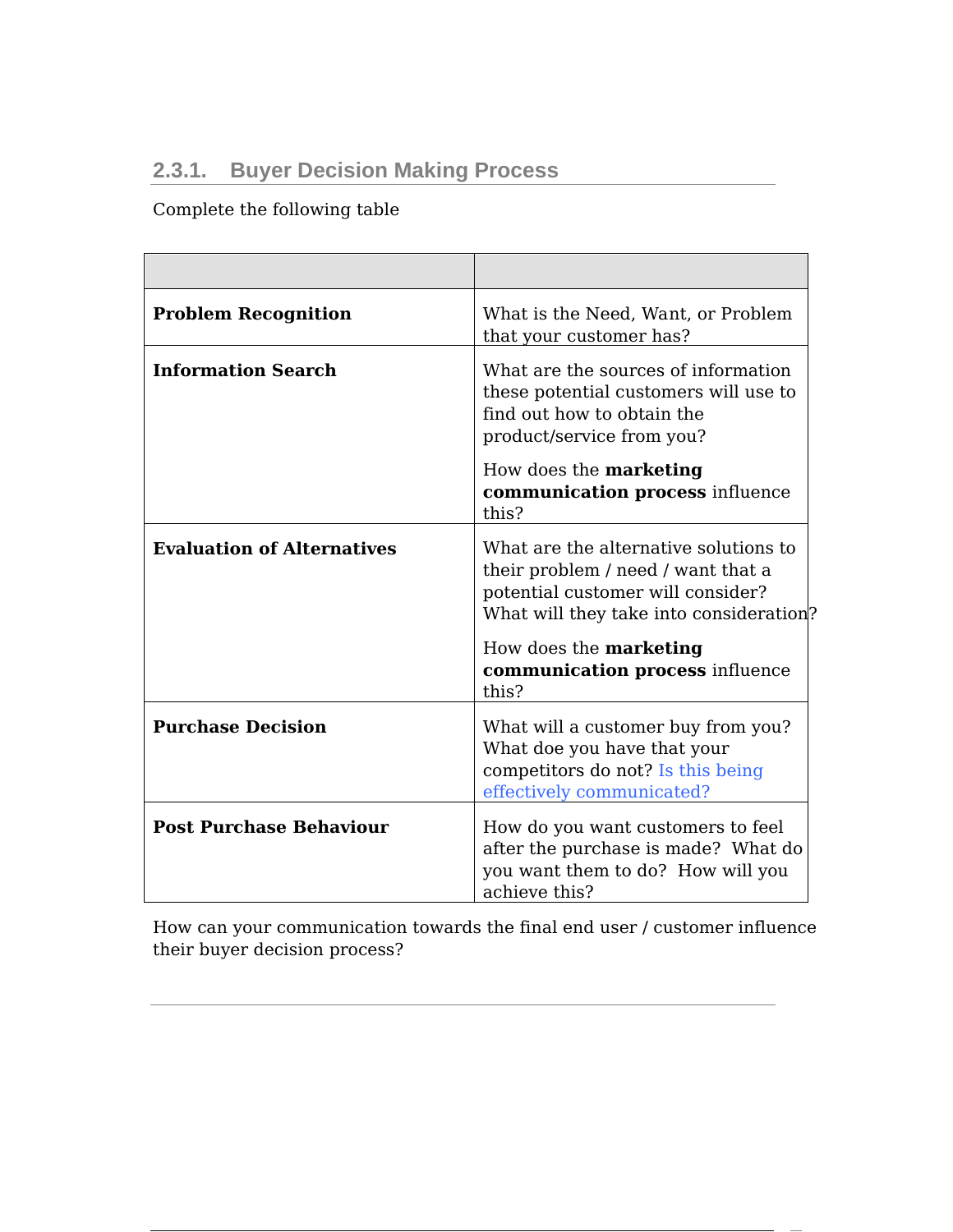### 2.3.1. Buyer Decision Making Process

Complete the following table

| | |
|---|---|
| **Problem Recognition** | What is the Need, Want, or Problem that your customer has? |
| **Information Search** | What are the sources of information these potential customers will use to find out how to obtain the product/service from you?<br><br>How does the **marketing communication process** influence this? |
| **Evaluation of Alternatives** | What are the alternative solutions to their problem / need / want that a potential customer will consider? What will they take into consideration?<br><br>How does the **marketing communication process** influence this? |
| **Purchase Decision** | What will a customer buy from you? What doe you have that your competitors do not? Is this being effectively communicated? |
| **Post Purchase Behaviour** | How do you want customers to feel after the purchase is made? What do you want them to do? How will you achieve this? |

How can your communication towards the final end user / customer influence their buyer decision process?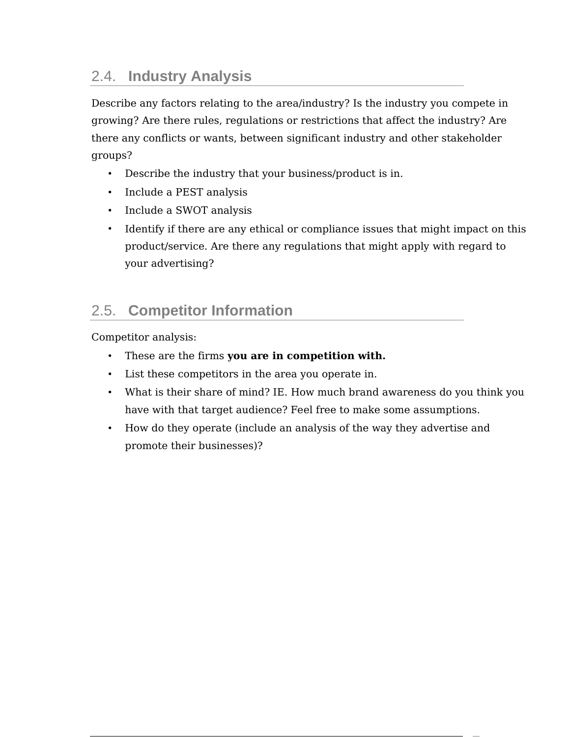## 2.4. Industry Analysis

Describe any factors relating to the area/industry? Is the industry you compete in growing? Are there rules, regulations or restrictions that affect the industry? Are there any conflicts or wants, between significant industry and other stakeholder groups?

- Describe the industry that your business/product is in.
- Include a PEST analysis
- Include a SWOT analysis
- Identify if there are any ethical or compliance issues that might impact on this product/service. Are there any regulations that might apply with regard to your advertising?

## 2.5. Competitor Information

Competitor analysis:

- These are the firms **you are in competition with.**
- List these competitors in the area you operate in.
- What is their share of mind? IE. How much brand awareness do you think you have with that target audience? Feel free to make some assumptions.
- How do they operate (include an analysis of the way they advertise and promote their businesses)?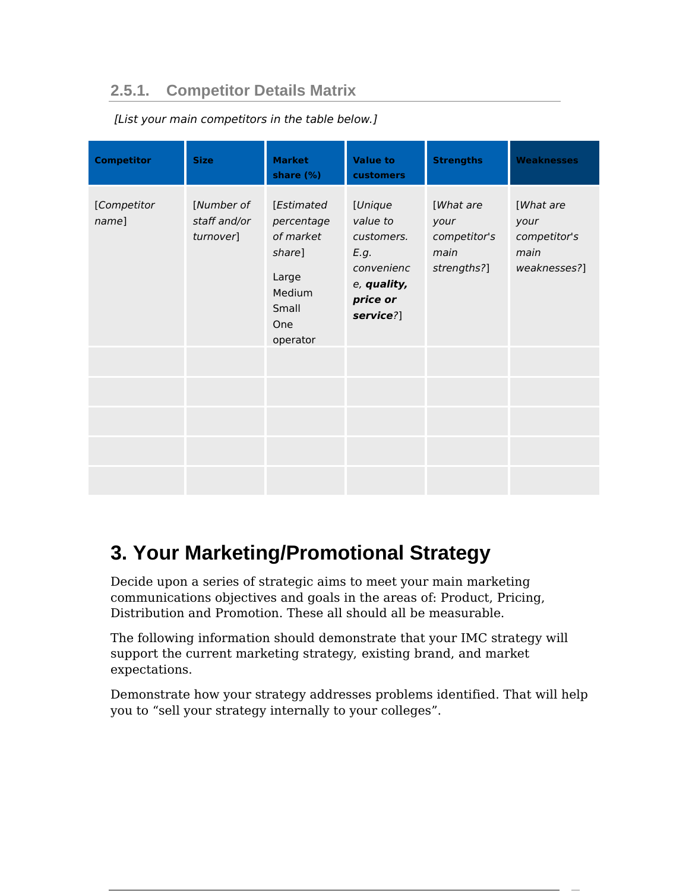### 2.5.1. Competitor Details Matrix

*[List your main competitors in the table below.]*

| Competitor | Size | Market share (%) | Value to customers | Strengths | Weaknesses |
|---|---|---|---|---|---|
| [*Competitor name*] | [*Number of staff and/or turnover*] | [*Estimated percentage of market share*]<br>Large<br>Medium<br>Small<br>One operator | [*Unique value to customers. E.g. convenience,* ***quality, price or service****?*] | [*What are your competitor's main strengths?*] | [*What are your competitor's main weaknesses?*] |
| | | | | | |
| | | | | | |
| | | | | | |
| | | | | | |
| | | | | | |

# 3. Your Marketing/Promotional Strategy

Decide upon a series of strategic aims to meet your main marketing communications objectives and goals in the areas of: Product, Pricing, Distribution and Promotion. These all should all be measurable.

The following information should demonstrate that your IMC strategy will support the current marketing strategy, existing brand, and market expectations.

Demonstrate how your strategy addresses problems identified. That will help you to "sell your strategy internally to your colleges".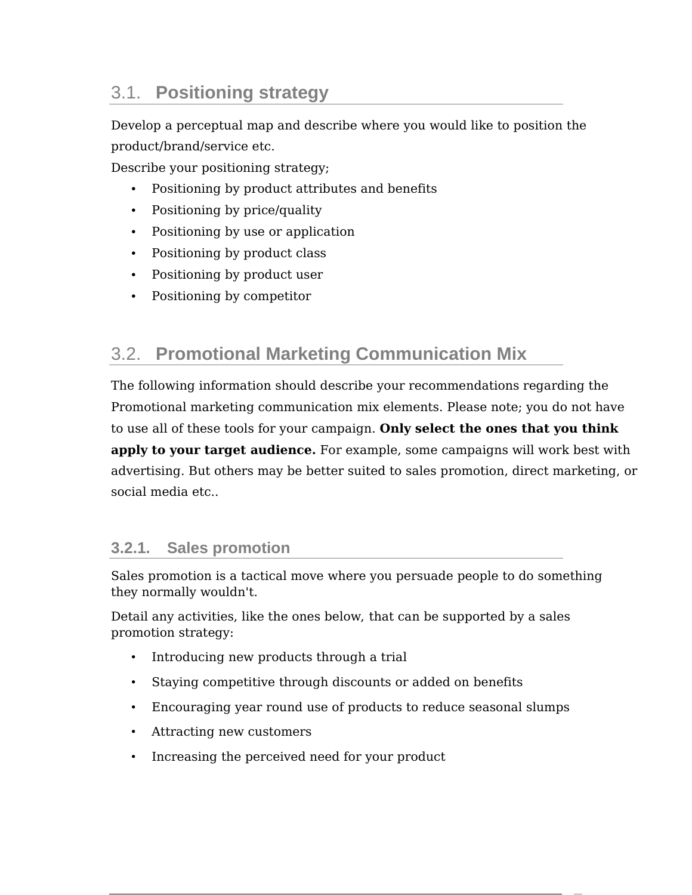## 3.1. Positioning strategy

Develop a perceptual map and describe where you would like to position the product/brand/service etc.

Describe your positioning strategy;

- Positioning by product attributes and benefits
- Positioning by price/quality
- Positioning by use or application
- Positioning by product class
- Positioning by product user
- Positioning by competitor

## 3.2. Promotional Marketing Communication Mix

The following information should describe your recommendations regarding the Promotional marketing communication mix elements. Please note; you do not have to use all of these tools for your campaign. **Only select the ones that you think apply to your target audience.** For example, some campaigns will work best with advertising. But others may be better suited to sales promotion, direct marketing, or social media etc..

### 3.2.1. Sales promotion

Sales promotion is a tactical move where you persuade people to do something they normally wouldn't.

Detail any activities, like the ones below, that can be supported by a sales promotion strategy:

- Introducing new products through a trial
- Staying competitive through discounts or added on benefits
- Encouraging year round use of products to reduce seasonal slumps
- Attracting new customers
- Increasing the perceived need for your product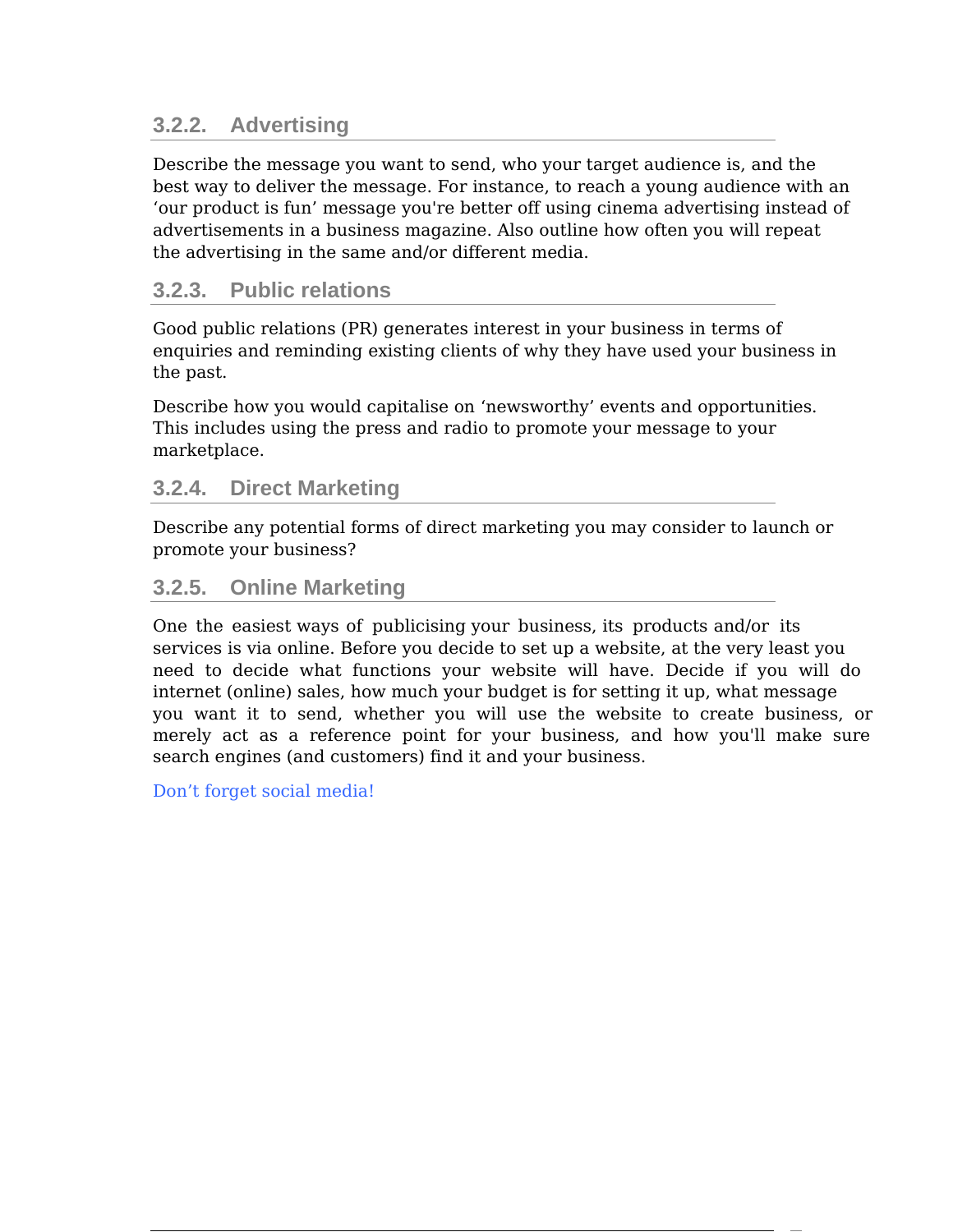### 3.2.2. Advertising

Describe the message you want to send, who your target audience is, and the best way to deliver the message. For instance, to reach a young audience with an ‘our product is fun’ message you're better off using cinema advertising instead of advertisements in a business magazine. Also outline how often you will repeat the advertising in the same and/or different media.

### 3.2.3. Public relations

Good public relations (PR) generates interest in your business in terms of enquiries and reminding existing clients of why they have used your business in the past.

Describe how you would capitalise on ‘newsworthy’ events and opportunities. This includes using the press and radio to promote your message to your marketplace.

### 3.2.4. Direct Marketing

Describe any potential forms of direct marketing you may consider to launch or promote your business?

### 3.2.5. Online Marketing

One the easiest ways of publicising your business, its products and/or its services is via online. Before you decide to set up a website, at the very least you need to decide what functions your website will have. Decide if you will do internet (online) sales, how much your budget is for setting it up, what message you want it to send, whether you will use the website to create business, or merely act as a reference point for your business, and how you'll make sure search engines (and customers) find it and your business.

Don’t forget social media!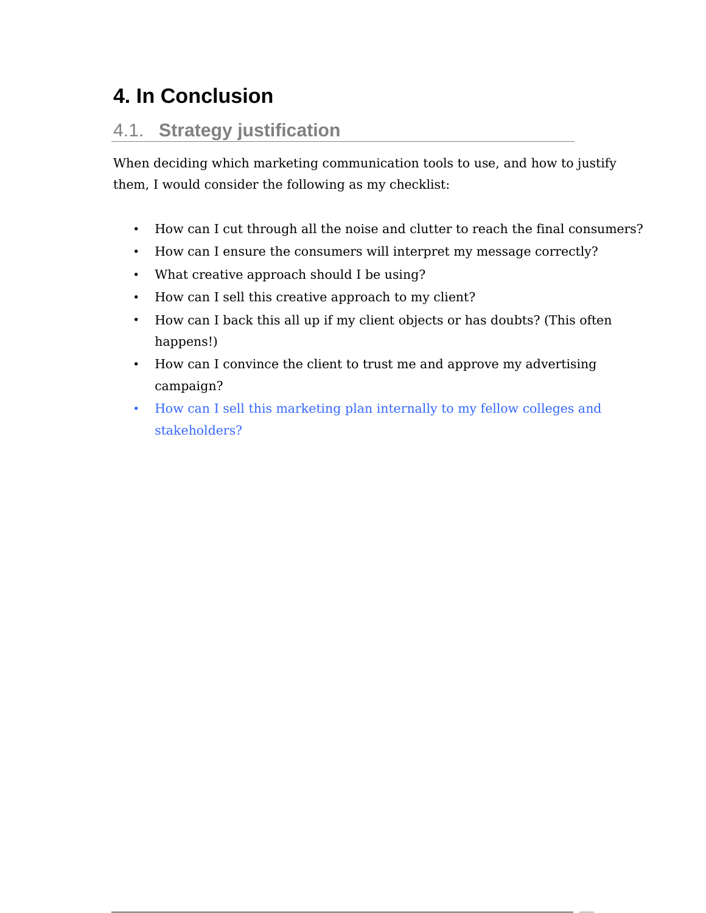# 4. In Conclusion

## 4.1. Strategy justification

When deciding which marketing communication tools to use, and how to justify them, I would consider the following as my checklist:

- How can I cut through all the noise and clutter to reach the final consumers?
- How can I ensure the consumers will interpret my message correctly?
- What creative approach should I be using?
- How can I sell this creative approach to my client?
- How can I back this all up if my client objects or has doubts? (This often happens!)
- How can I convince the client to trust me and approve my advertising campaign?
- How can I sell this marketing plan internally to my fellow colleges and stakeholders?